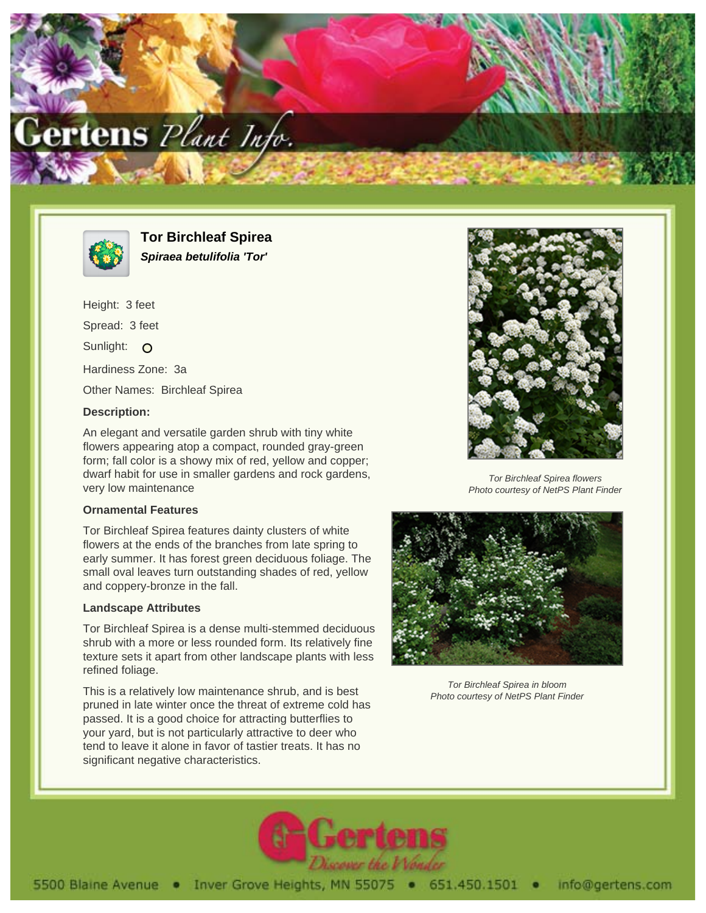# Tor Birchleaf Spirea

***Spiraea betulifolia 'Tor'***

Height: 3 feet

Spread: 3 feet

Sunlight: O

Hardiness Zone: 3a

Other Names: Birchleaf Spirea

### Description:

An elegant and versatile garden shrub with tiny white flowers appearing atop a compact, rounded gray-green form; fall color is a showy mix of red, yellow and copper; dwarf habit for use in smaller gardens and rock gardens, very low maintenance

### Ornamental Features

Tor Birchleaf Spirea features dainty clusters of white flowers at the ends of the branches from late spring to early summer. It has forest green deciduous foliage. The small oval leaves turn outstanding shades of red, yellow and coppery-bronze in the fall.

### Landscape Attributes

Tor Birchleaf Spirea is a dense multi-stemmed deciduous shrub with a more or less rounded form. Its relatively fine texture sets it apart from other landscape plants with less refined foliage.

This is a relatively low maintenance shrub, and is best pruned in late winter once the threat of extreme cold has passed. It is a good choice for attracting butterflies to your yard, but is not particularly attractive to deer who tend to leave it alone in favor of tastier treats. It has no significant negative characteristics.

*Tor Birchleaf Spirea flowers*
*Photo courtesy of NetPS Plant Finder*

*Tor Birchleaf Spirea in bloom*
*Photo courtesy of NetPS Plant Finder*

Gertens — Discover the Wonder

5500 Blaine Avenue • Inver Grove Heights, MN 55075 • 651.450.1501 • info@gertens.com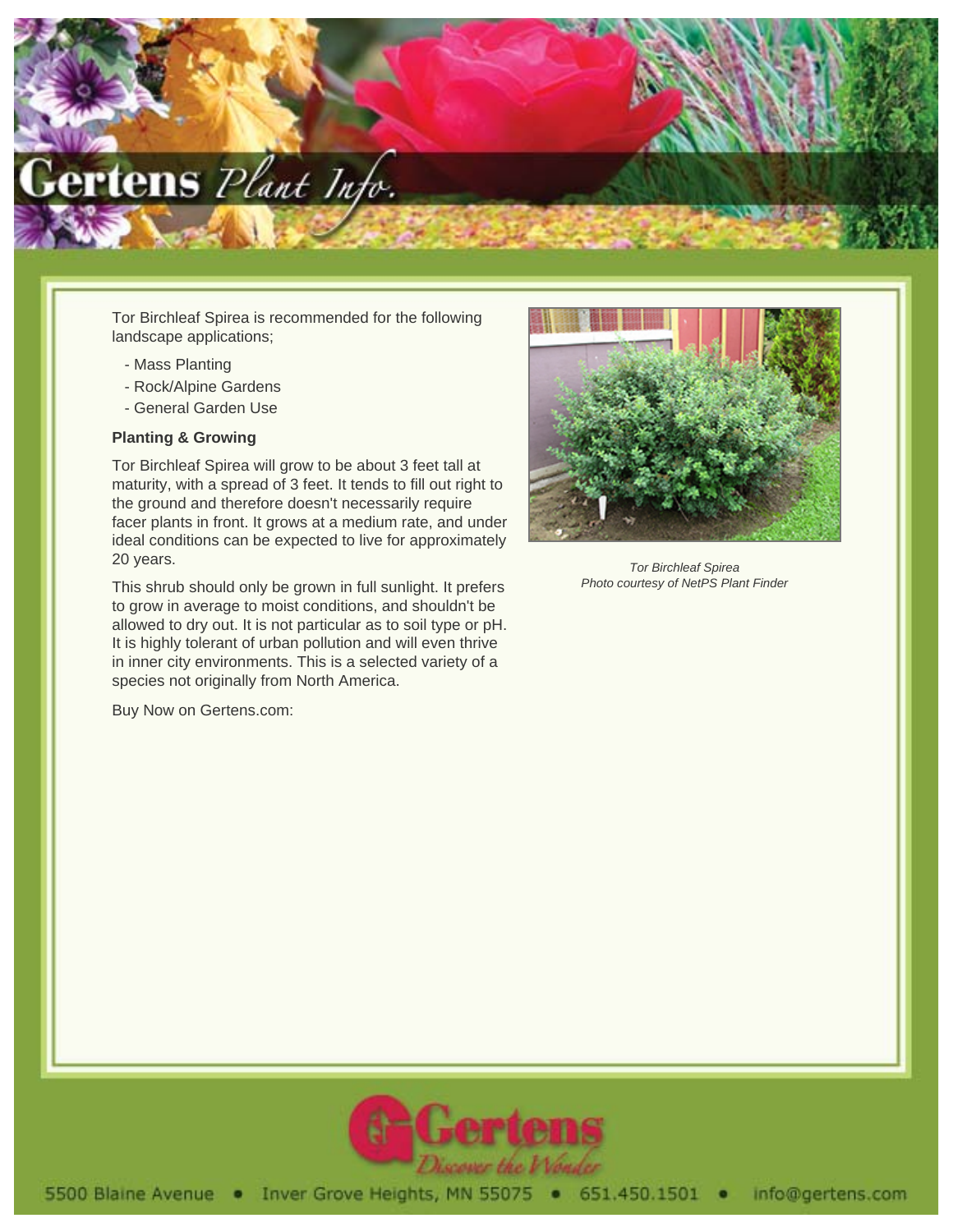Tor Birchleaf Spirea is recommended for the following landscape applications;

- Mass Planting
- Rock/Alpine Gardens
- General Garden Use

**Planting & Growing**

Tor Birchleaf Spirea will grow to be about 3 feet tall at maturity, with a spread of 3 feet. It tends to fill out right to the ground and therefore doesn't necessarily require facer plants in front. It grows at a medium rate, and under ideal conditions can be expected to live for approximately 20 years.

This shrub should only be grown in full sunlight. It prefers to grow in average to moist conditions, and shouldn't be allowed to dry out. It is not particular as to soil type or pH. It is highly tolerant of urban pollution and will even thrive in inner city environments. This is a selected variety of a species not originally from North America.

Buy Now on Gertens.com:

*Tor Birchleaf Spirea*
*Photo courtesy of NetPS Plant Finder*

5500 Blaine Avenue • Inver Grove Heights, MN 55075 • 651.450.1501 • info@gertens.com